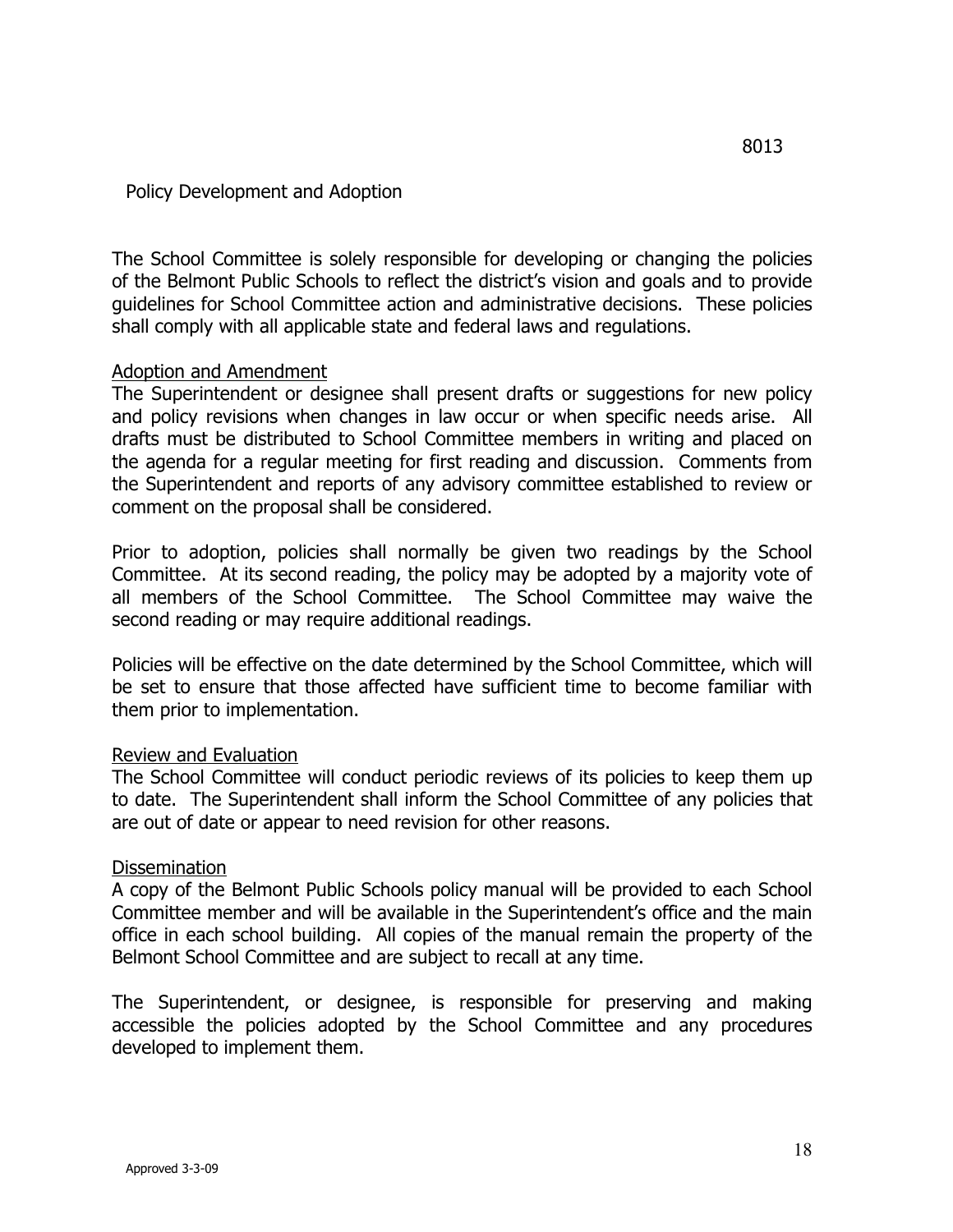8013

# Policy Development and Adoption

The School Committee is solely responsible for developing or changing the policies of the Belmont Public Schools to reflect the district's vision and goals and to provide guidelines for School Committee action and administrative decisions. These policies shall comply with all applicable state and federal laws and regulations.

## Adoption and Amendment

The Superintendent or designee shall present drafts or suggestions for new policy and policy revisions when changes in law occur or when specific needs arise. All drafts must be distributed to School Committee members in writing and placed on the agenda for a regular meeting for first reading and discussion. Comments from the Superintendent and reports of any advisory committee established to review or comment on the proposal shall be considered.

Prior to adoption, policies shall normally be given two readings by the School Committee. At its second reading, the policy may be adopted by a majority vote of all members of the School Committee. The School Committee may waive the second reading or may require additional readings.

Policies will be effective on the date determined by the School Committee, which will be set to ensure that those affected have sufficient time to become familiar with them prior to implementation.

## Review and Evaluation

The School Committee will conduct periodic reviews of its policies to keep them up to date. The Superintendent shall inform the School Committee of any policies that are out of date or appear to need revision for other reasons.

## Dissemination

A copy of the Belmont Public Schools policy manual will be provided to each School Committee member and will be available in the Superintendent's office and the main office in each school building. All copies of the manual remain the property of the Belmont School Committee and are subject to recall at any time.

The Superintendent, or designee, is responsible for preserving and making accessible the policies adopted by the School Committee and any procedures developed to implement them.

Approved 3-3-09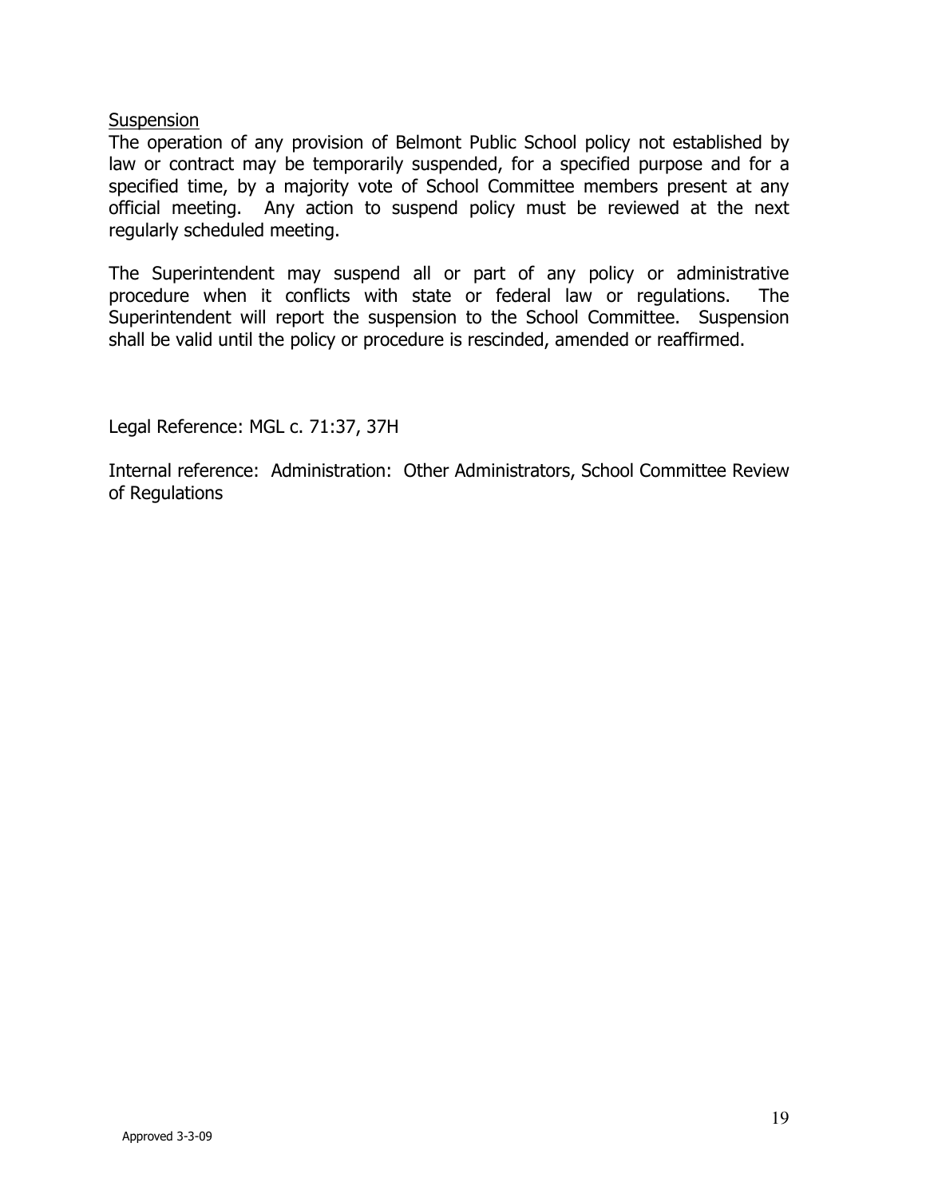Suspension

The operation of any provision of Belmont Public School policy not established by law or contract may be temporarily suspended, for a specified purpose and for a specified time, by a majority vote of School Committee members present at any official meeting. Any action to suspend policy must be reviewed at the next regularly scheduled meeting.

The Superintendent may suspend all or part of any policy or administrative procedure when it conflicts with state or federal law or regulations. The Superintendent will report the suspension to the School Committee. Suspension shall be valid until the policy or procedure is rescinded, amended or reaffirmed.

Legal Reference: MGL c. 71:37, 37H

Internal reference: Administration: Other Administrators, School Committee Review of Regulations

Approved 3-3-09